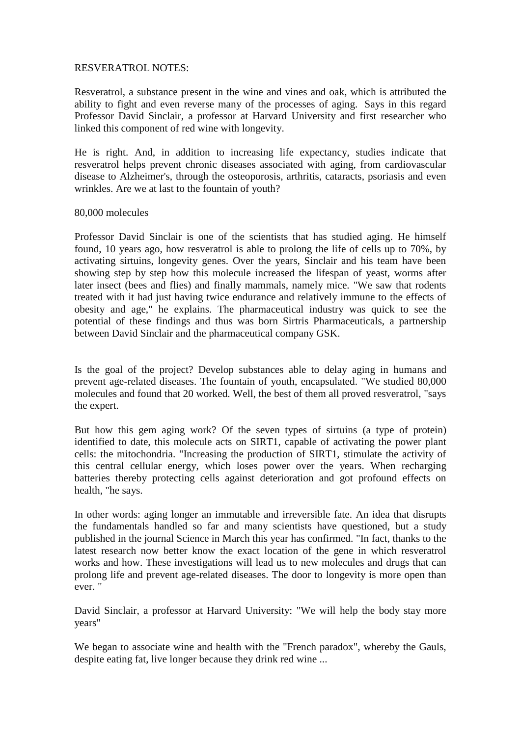RESVERATROL NOTES:

Resveratrol, a substance present in the wine and vines and oak, which is attributed the ability to fight and even reverse many of the processes of aging. Says in this regard Professor David Sinclair, a professor at Harvard University and first researcher who linked this component of red wine with longevity.

He is right. And, in addition to increasing life expectancy, studies indicate that resveratrol helps prevent chronic diseases associated with aging, from cardiovascular disease to Alzheimer's, through the osteoporosis, arthritis, cataracts, psoriasis and even wrinkles. Are we at last to the fountain of youth?

80,000 molecules

Professor David Sinclair is one of the scientists that has studied aging. He himself found, 10 years ago, how resveratrol is able to prolong the life of cells up to 70%, by activating sirtuins, longevity genes. Over the years, Sinclair and his team have been showing step by step how this molecule increased the lifespan of yeast, worms after later insect (bees and flies) and finally mammals, namely mice. "We saw that rodents treated with it had just having twice endurance and relatively immune to the effects of obesity and age," he explains. The pharmaceutical industry was quick to see the potential of these findings and thus was born Sirtris Pharmaceuticals, a partnership between David Sinclair and the pharmaceutical company GSK.

Is the goal of the project? Develop substances able to delay aging in humans and prevent age-related diseases. The fountain of youth, encapsulated. "We studied 80,000 molecules and found that 20 worked. Well, the best of them all proved resveratrol, "says the expert.

But how this gem aging work? Of the seven types of sirtuins (a type of protein) identified to date, this molecule acts on SIRT1, capable of activating the power plant cells: the mitochondria. "Increasing the production of SIRT1, stimulate the activity of this central cellular energy, which loses power over the years. When recharging batteries thereby protecting cells against deterioration and got profound effects on health, "he says.

In other words: aging longer an immutable and irreversible fate. An idea that disrupts the fundamentals handled so far and many scientists have questioned, but a study published in the journal Science in March this year has confirmed. "In fact, thanks to the latest research now better know the exact location of the gene in which resveratrol works and how. These investigations will lead us to new molecules and drugs that can prolong life and prevent age-related diseases. The door to longevity is more open than ever. "

David Sinclair, a professor at Harvard University: "We will help the body stay more years"

We began to associate wine and health with the "French paradox", whereby the Gauls, despite eating fat, live longer because they drink red wine ...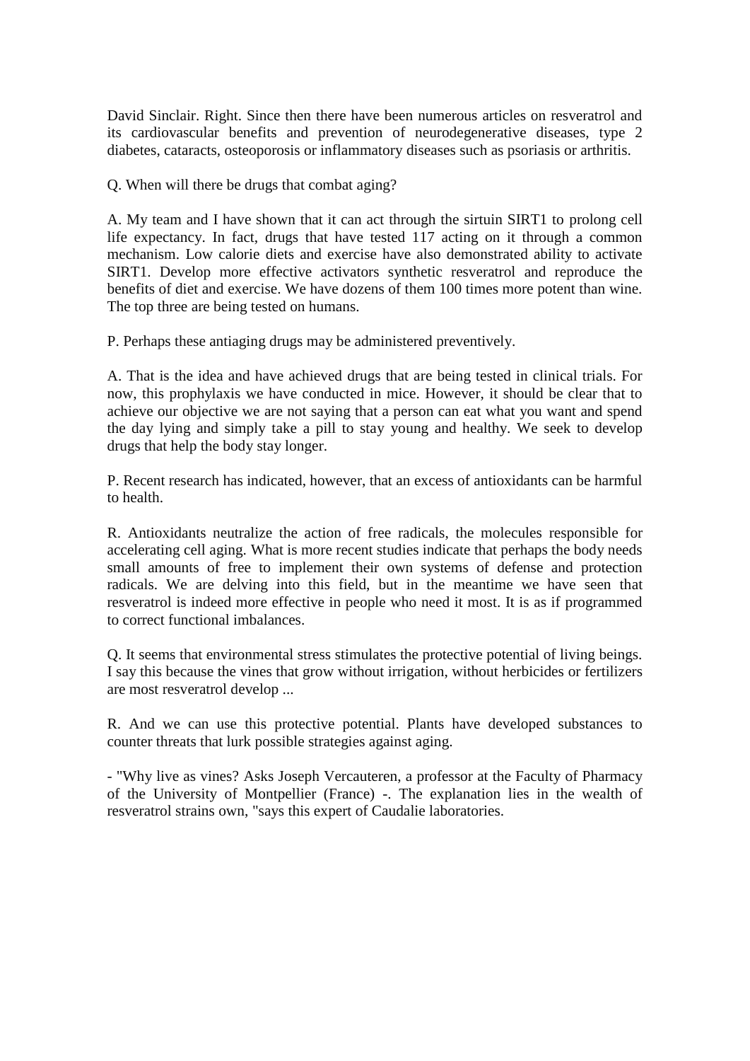David Sinclair. Right. Since then there have been numerous articles on resveratrol and its cardiovascular benefits and prevention of neurodegenerative diseases, type 2 diabetes, cataracts, osteoporosis or inflammatory diseases such as psoriasis or arthritis.

Q. When will there be drugs that combat aging?

A. My team and I have shown that it can act through the sirtuin SIRT1 to prolong cell life expectancy. In fact, drugs that have tested 117 acting on it through a common mechanism. Low calorie diets and exercise have also demonstrated ability to activate SIRT1. Develop more effective activators synthetic resveratrol and reproduce the benefits of diet and exercise. We have dozens of them 100 times more potent than wine. The top three are being tested on humans.

P. Perhaps these antiaging drugs may be administered preventively.

A. That is the idea and have achieved drugs that are being tested in clinical trials. For now, this prophylaxis we have conducted in mice. However, it should be clear that to achieve our objective we are not saying that a person can eat what you want and spend the day lying and simply take a pill to stay young and healthy. We seek to develop drugs that help the body stay longer.

P. Recent research has indicated, however, that an excess of antioxidants can be harmful to health.

R. Antioxidants neutralize the action of free radicals, the molecules responsible for accelerating cell aging. What is more recent studies indicate that perhaps the body needs small amounts of free to implement their own systems of defense and protection radicals. We are delving into this field, but in the meantime we have seen that resveratrol is indeed more effective in people who need it most. It is as if programmed to correct functional imbalances.

Q. It seems that environmental stress stimulates the protective potential of living beings. I say this because the vines that grow without irrigation, without herbicides or fertilizers are most resveratrol develop ...

R. And we can use this protective potential. Plants have developed substances to counter threats that lurk possible strategies against aging.

- "Why live as vines? Asks Joseph Vercauteren, a professor at the Faculty of Pharmacy of the University of Montpellier (France) -. The explanation lies in the wealth of resveratrol strains own, "says this expert of Caudalie laboratories.